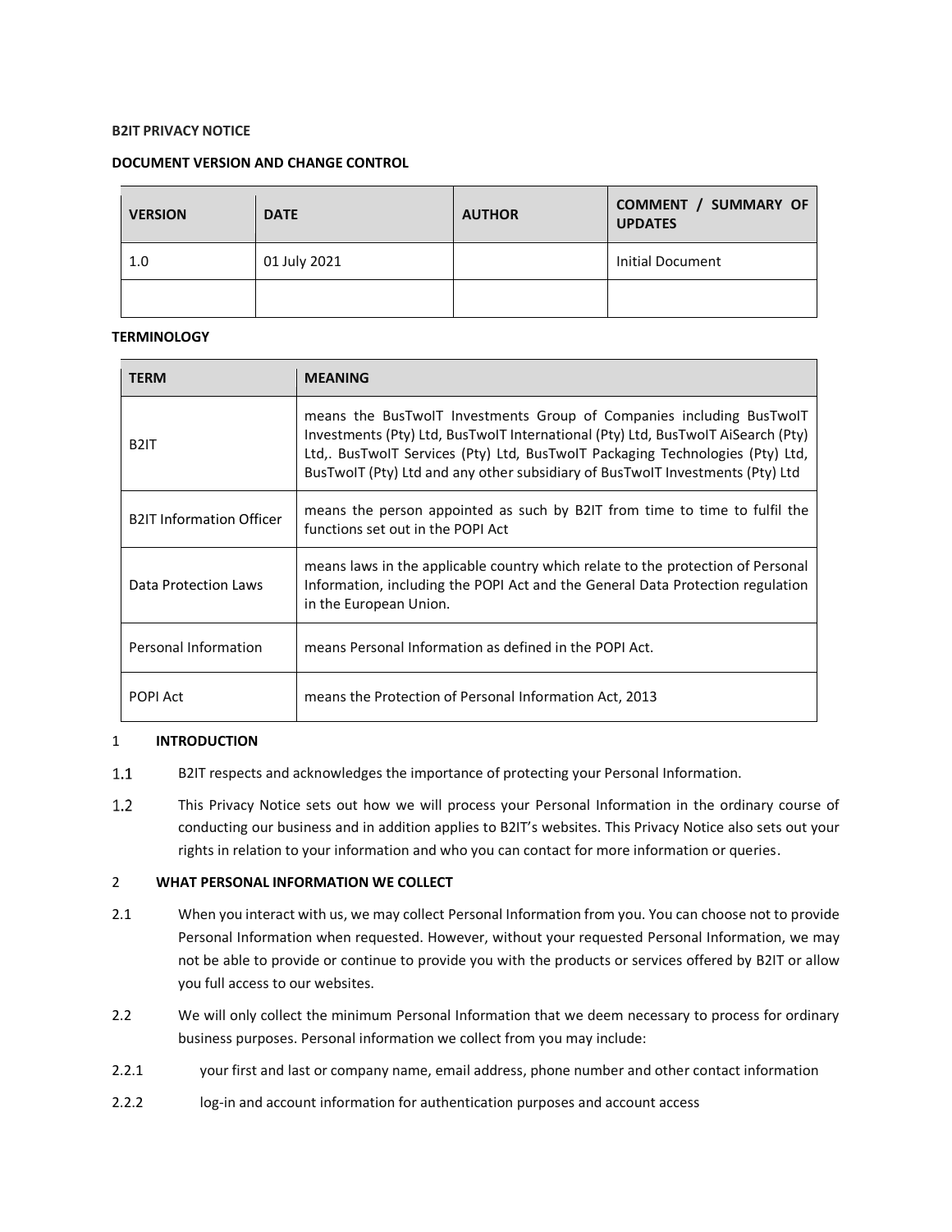**B2IT PRIVACY NOTICE**

**DOCUMENT VERSION AND CHANGE CONTROL**

| VERSION | DATE | AUTHOR | COMMENT / SUMMARY OF UPDATES |
|---|---|---|---|
| 1.0 | 01 July 2021 | | Initial Document |
| | | | |

**TERMINOLOGY**

| TERM | MEANING |
|---|---|
| B2IT | means the BusTwoIT Investments Group of Companies including BusTwoIT Investments (Pty) Ltd, BusTwoIT International (Pty) Ltd, BusTwoIT AiSearch (Pty) Ltd,. BusTwoIT Services (Pty) Ltd, BusTwoIT Packaging Technologies (Pty) Ltd, BusTwoIT (Pty) Ltd and any other subsidiary of BusTwoIT Investments (Pty) Ltd |
| B2IT Information Officer | means the person appointed as such by B2IT from time to time to fulfil the functions set out in the POPI Act |
| Data Protection Laws | means laws in the applicable country which relate to the protection of Personal Information, including the POPI Act and the General Data Protection regulation in the European Union. |
| Personal Information | means Personal Information as defined in the POPI Act. |
| POPI Act | means the Protection of Personal Information Act, 2013 |

## 1 INTRODUCTION

1.1 B2IT respects and acknowledges the importance of protecting your Personal Information.

1.2 This Privacy Notice sets out how we will process your Personal Information in the ordinary course of conducting our business and in addition applies to B2IT's websites. This Privacy Notice also sets out your rights in relation to your information and who you can contact for more information or queries.

## 2 WHAT PERSONAL INFORMATION WE COLLECT

2.1 When you interact with us, we may collect Personal Information from you. You can choose not to provide Personal Information when requested. However, without your requested Personal Information, we may not be able to provide or continue to provide you with the products or services offered by B2IT or allow you full access to our websites.

2.2 We will only collect the minimum Personal Information that we deem necessary to process for ordinary business purposes. Personal information we collect from you may include:

2.2.1 your first and last or company name, email address, phone number and other contact information

2.2.2 log-in and account information for authentication purposes and account access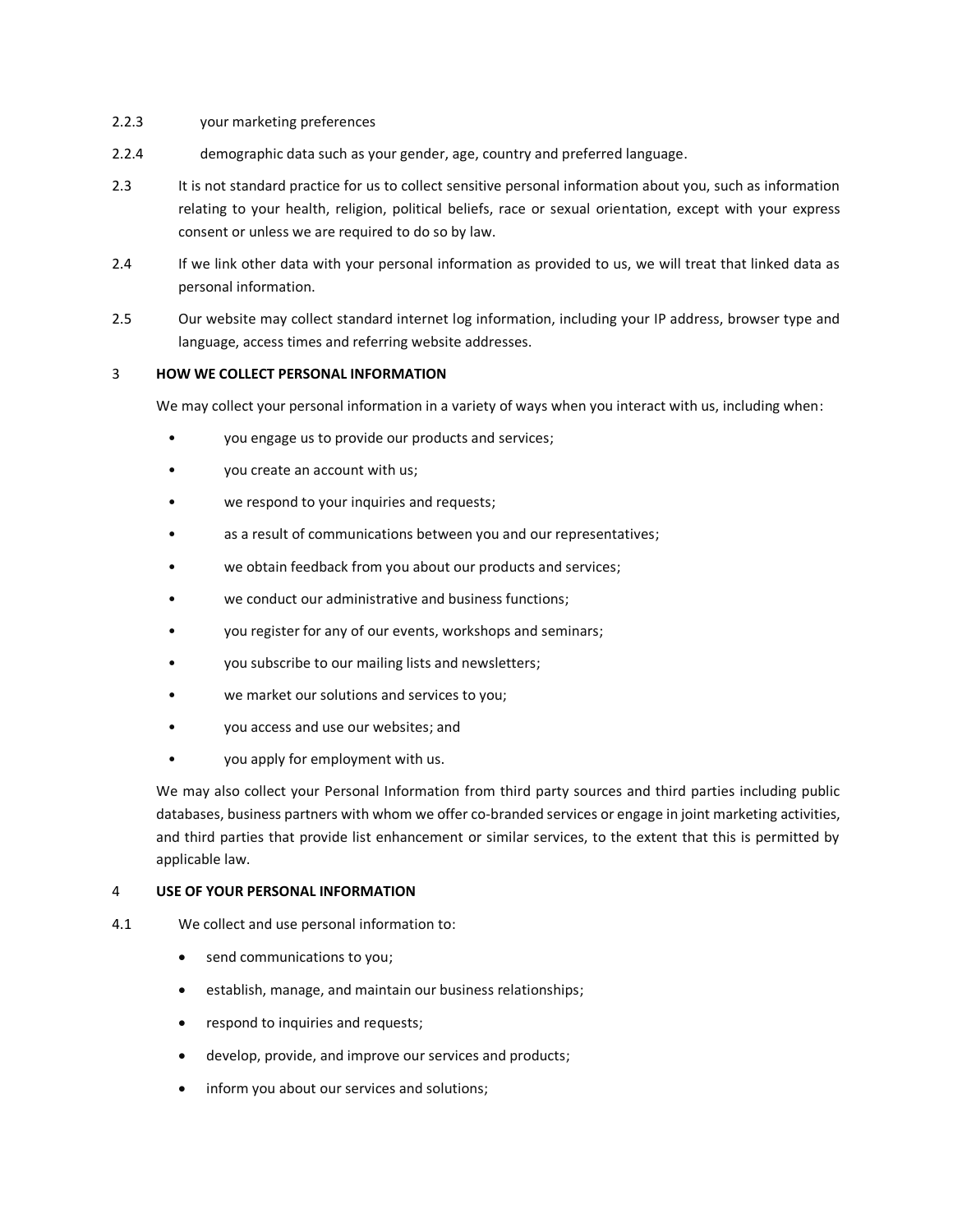2.2.3 your marketing preferences

2.2.4 demographic data such as your gender, age, country and preferred language.

2.3 It is not standard practice for us to collect sensitive personal information about you, such as information relating to your health, religion, political beliefs, race or sexual orientation, except with your express consent or unless we are required to do so by law.

2.4 If we link other data with your personal information as provided to us, we will treat that linked data as personal information.

2.5 Our website may collect standard internet log information, including your IP address, browser type and language, access times and referring website addresses.

## 3 HOW WE COLLECT PERSONAL INFORMATION

We may collect your personal information in a variety of ways when you interact with us, including when:

- you engage us to provide our products and services;
- you create an account with us;
- we respond to your inquiries and requests;
- as a result of communications between you and our representatives;
- we obtain feedback from you about our products and services;
- we conduct our administrative and business functions;
- you register for any of our events, workshops and seminars;
- you subscribe to our mailing lists and newsletters;
- we market our solutions and services to you;
- you access and use our websites; and
- you apply for employment with us.

We may also collect your Personal Information from third party sources and third parties including public databases, business partners with whom we offer co-branded services or engage in joint marketing activities, and third parties that provide list enhancement or similar services, to the extent that this is permitted by applicable law.

## 4 USE OF YOUR PERSONAL INFORMATION

4.1 We collect and use personal information to:

- send communications to you;
- establish, manage, and maintain our business relationships;
- respond to inquiries and requests;
- develop, provide, and improve our services and products;
- inform you about our services and solutions;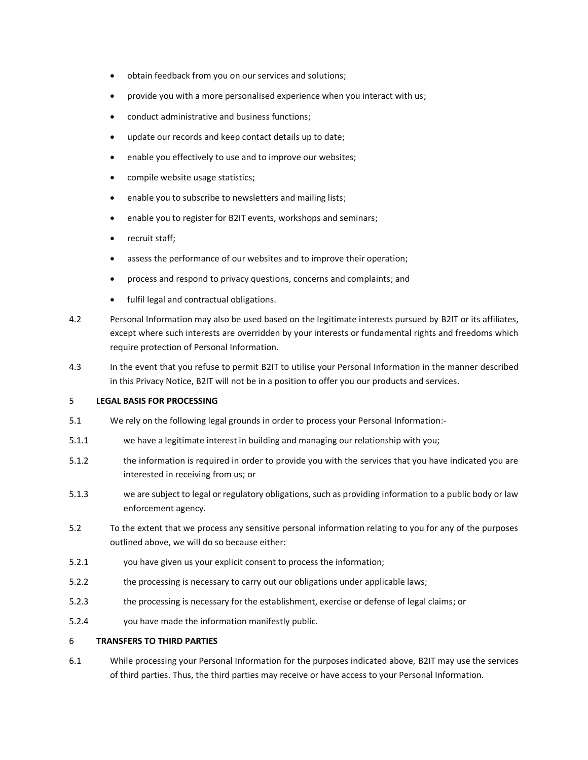- obtain feedback from you on our services and solutions;
- provide you with a more personalised experience when you interact with us;
- conduct administrative and business functions;
- update our records and keep contact details up to date;
- enable you effectively to use and to improve our websites;
- compile website usage statistics;
- enable you to subscribe to newsletters and mailing lists;
- enable you to register for B2IT events, workshops and seminars;
- recruit staff;
- assess the performance of our websites and to improve their operation;
- process and respond to privacy questions, concerns and complaints; and
- fulfil legal and contractual obligations.

4.2 Personal Information may also be used based on the legitimate interests pursued by B2IT or its affiliates, except where such interests are overridden by your interests or fundamental rights and freedoms which require protection of Personal Information.

4.3 In the event that you refuse to permit B2IT to utilise your Personal Information in the manner described in this Privacy Notice, B2IT will not be in a position to offer you our products and services.

## 5 LEGAL BASIS FOR PROCESSING

5.1 We rely on the following legal grounds in order to process your Personal Information:-

5.1.1 we have a legitimate interest in building and managing our relationship with you;

5.1.2 the information is required in order to provide you with the services that you have indicated you are interested in receiving from us; or

5.1.3 we are subject to legal or regulatory obligations, such as providing information to a public body or law enforcement agency.

5.2 To the extent that we process any sensitive personal information relating to you for any of the purposes outlined above, we will do so because either:

5.2.1 you have given us your explicit consent to process the information;

5.2.2 the processing is necessary to carry out our obligations under applicable laws;

5.2.3 the processing is necessary for the establishment, exercise or defense of legal claims; or

5.2.4 you have made the information manifestly public.

## 6 TRANSFERS TO THIRD PARTIES

6.1 While processing your Personal Information for the purposes indicated above, B2IT may use the services of third parties. Thus, the third parties may receive or have access to your Personal Information.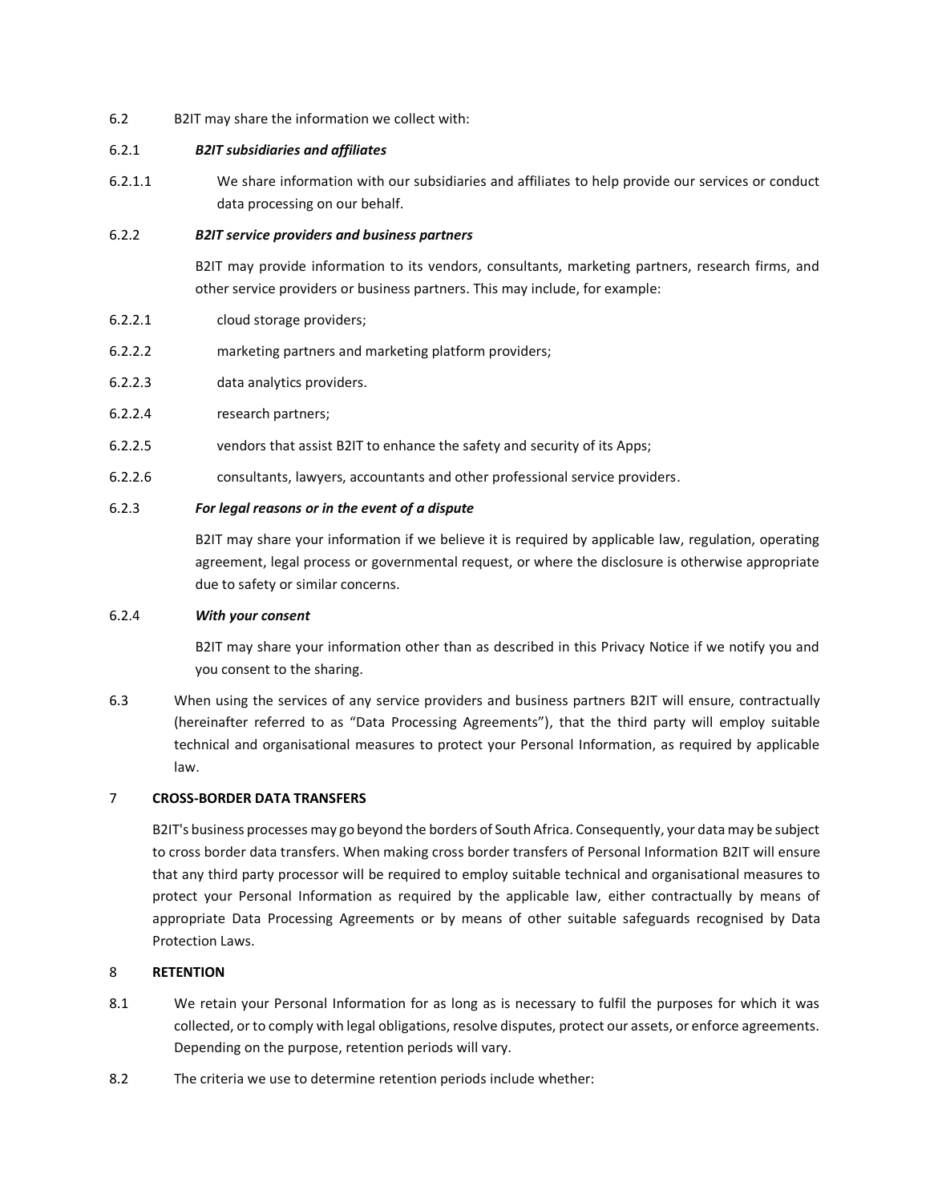6.2 B2IT may share the information we collect with:

6.2.1 ***B2IT subsidiaries and affiliates***

6.2.1.1 We share information with our subsidiaries and affiliates to help provide our services or conduct data processing on our behalf.

6.2.2 ***B2IT service providers and business partners***

B2IT may provide information to its vendors, consultants, marketing partners, research firms, and other service providers or business partners. This may include, for example:

6.2.2.1 cloud storage providers;

6.2.2.2 marketing partners and marketing platform providers;

6.2.2.3 data analytics providers.

6.2.2.4 research partners;

6.2.2.5 vendors that assist B2IT to enhance the safety and security of its Apps;

6.2.2.6 consultants, lawyers, accountants and other professional service providers.

6.2.3 ***For legal reasons or in the event of a dispute***

B2IT may share your information if we believe it is required by applicable law, regulation, operating agreement, legal process or governmental request, or where the disclosure is otherwise appropriate due to safety or similar concerns.

6.2.4 ***With your consent***

B2IT may share your information other than as described in this Privacy Notice if we notify you and you consent to the sharing.

6.3 When using the services of any service providers and business partners B2IT will ensure, contractually (hereinafter referred to as "Data Processing Agreements"), that the third party will employ suitable technical and organisational measures to protect your Personal Information, as required by applicable law.

## 7 CROSS-BORDER DATA TRANSFERS

B2IT's business processes may go beyond the borders of South Africa. Consequently, your data may be subject to cross border data transfers. When making cross border transfers of Personal Information B2IT will ensure that any third party processor will be required to employ suitable technical and organisational measures to protect your Personal Information as required by the applicable law, either contractually by means of appropriate Data Processing Agreements or by means of other suitable safeguards recognised by Data Protection Laws.

## 8 RETENTION

8.1 We retain your Personal Information for as long as is necessary to fulfil the purposes for which it was collected, or to comply with legal obligations, resolve disputes, protect our assets, or enforce agreements. Depending on the purpose, retention periods will vary.

8.2 The criteria we use to determine retention periods include whether: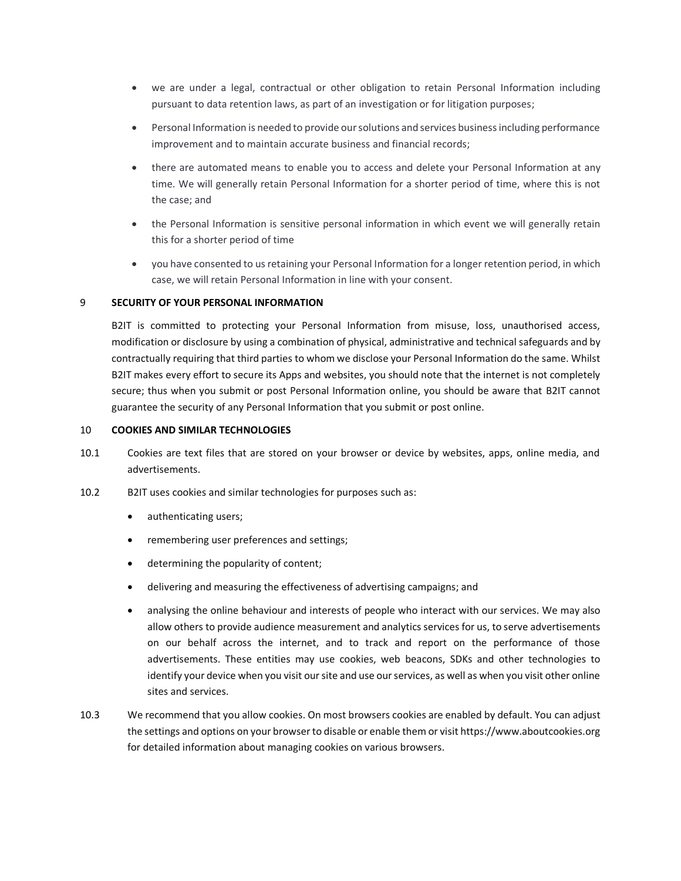- we are under a legal, contractual or other obligation to retain Personal Information including pursuant to data retention laws, as part of an investigation or for litigation purposes;
- Personal Information is needed to provide our solutions and services business including performance improvement and to maintain accurate business and financial records;
- there are automated means to enable you to access and delete your Personal Information at any time. We will generally retain Personal Information for a shorter period of time, where this is not the case; and
- the Personal Information is sensitive personal information in which event we will generally retain this for a shorter period of time
- you have consented to us retaining your Personal Information for a longer retention period, in which case, we will retain Personal Information in line with your consent.

## 9 SECURITY OF YOUR PERSONAL INFORMATION

B2IT is committed to protecting your Personal Information from misuse, loss, unauthorised access, modification or disclosure by using a combination of physical, administrative and technical safeguards and by contractually requiring that third parties to whom we disclose your Personal Information do the same. Whilst B2IT makes every effort to secure its Apps and websites, you should note that the internet is not completely secure; thus when you submit or post Personal Information online, you should be aware that B2IT cannot guarantee the security of any Personal Information that you submit or post online.

## 10 COOKIES AND SIMILAR TECHNOLOGIES

10.1 Cookies are text files that are stored on your browser or device by websites, apps, online media, and advertisements.

10.2 B2IT uses cookies and similar technologies for purposes such as:

- authenticating users;
- remembering user preferences and settings;
- determining the popularity of content;
- delivering and measuring the effectiveness of advertising campaigns; and
- analysing the online behaviour and interests of people who interact with our services. We may also allow others to provide audience measurement and analytics services for us, to serve advertisements on our behalf across the internet, and to track and report on the performance of those advertisements. These entities may use cookies, web beacons, SDKs and other technologies to identify your device when you visit our site and use our services, as well as when you visit other online sites and services.

10.3 We recommend that you allow cookies. On most browsers cookies are enabled by default. You can adjust the settings and options on your browser to disable or enable them or visit https://www.aboutcookies.org for detailed information about managing cookies on various browsers.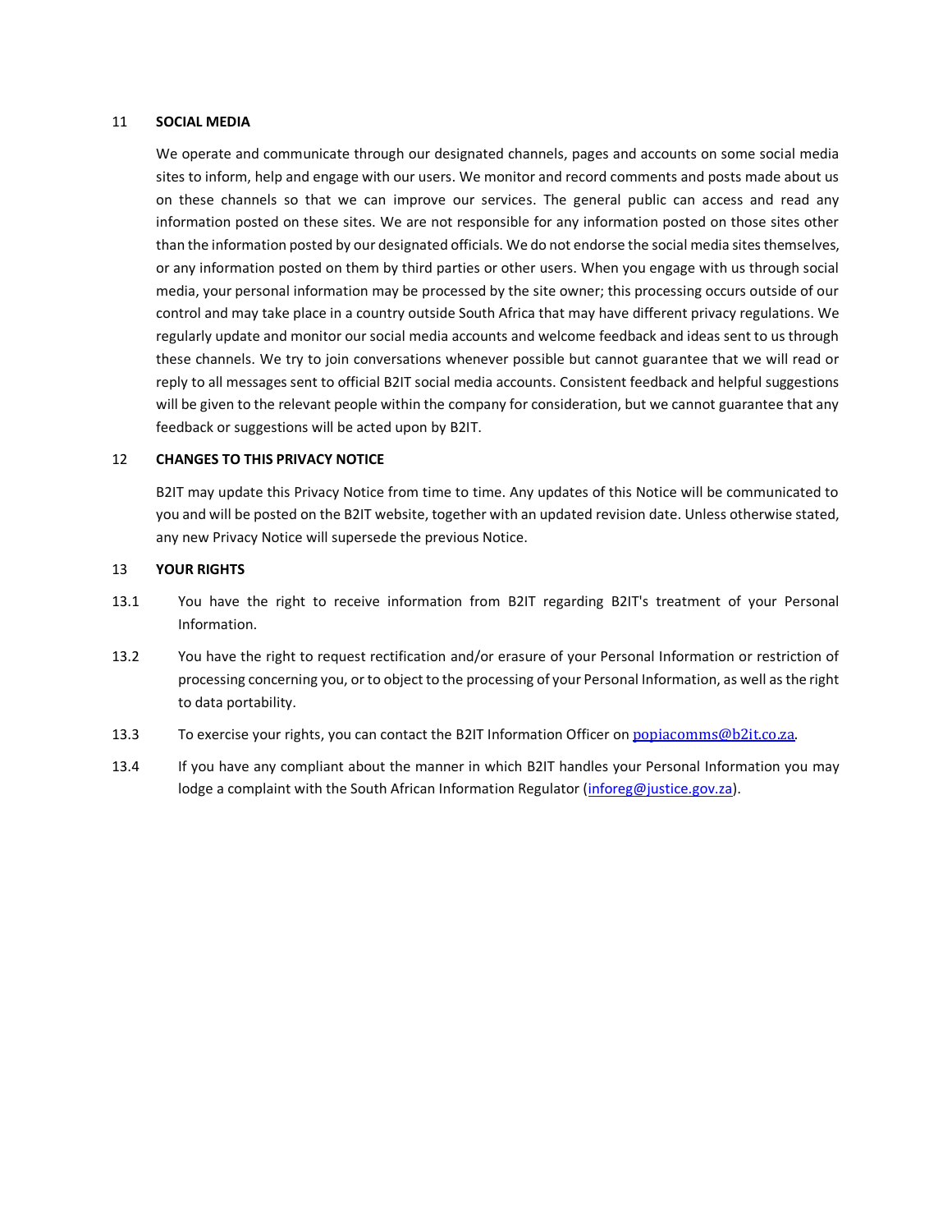## 11 SOCIAL MEDIA

We operate and communicate through our designated channels, pages and accounts on some social media sites to inform, help and engage with our users. We monitor and record comments and posts made about us on these channels so that we can improve our services. The general public can access and read any information posted on these sites. We are not responsible for any information posted on those sites other than the information posted by our designated officials. We do not endorse the social media sites themselves, or any information posted on them by third parties or other users. When you engage with us through social media, your personal information may be processed by the site owner; this processing occurs outside of our control and may take place in a country outside South Africa that may have different privacy regulations. We regularly update and monitor our social media accounts and welcome feedback and ideas sent to us through these channels. We try to join conversations whenever possible but cannot guarantee that we will read or reply to all messages sent to official B2IT social media accounts. Consistent feedback and helpful suggestions will be given to the relevant people within the company for consideration, but we cannot guarantee that any feedback or suggestions will be acted upon by B2IT.

## 12 CHANGES TO THIS PRIVACY NOTICE

B2IT may update this Privacy Notice from time to time. Any updates of this Notice will be communicated to you and will be posted on the B2IT website, together with an updated revision date. Unless otherwise stated, any new Privacy Notice will supersede the previous Notice.

## 13 YOUR RIGHTS

13.1 You have the right to receive information from B2IT regarding B2IT's treatment of your Personal Information.

13.2 You have the right to request rectification and/or erasure of your Personal Information or restriction of processing concerning you, or to object to the processing of your Personal Information, as well as the right to data portability.

13.3 To exercise your rights, you can contact the B2IT Information Officer on popiacomms@b2it.co.za.

13.4 If you have any compliant about the manner in which B2IT handles your Personal Information you may lodge a complaint with the South African Information Regulator (inforeg@justice.gov.za).